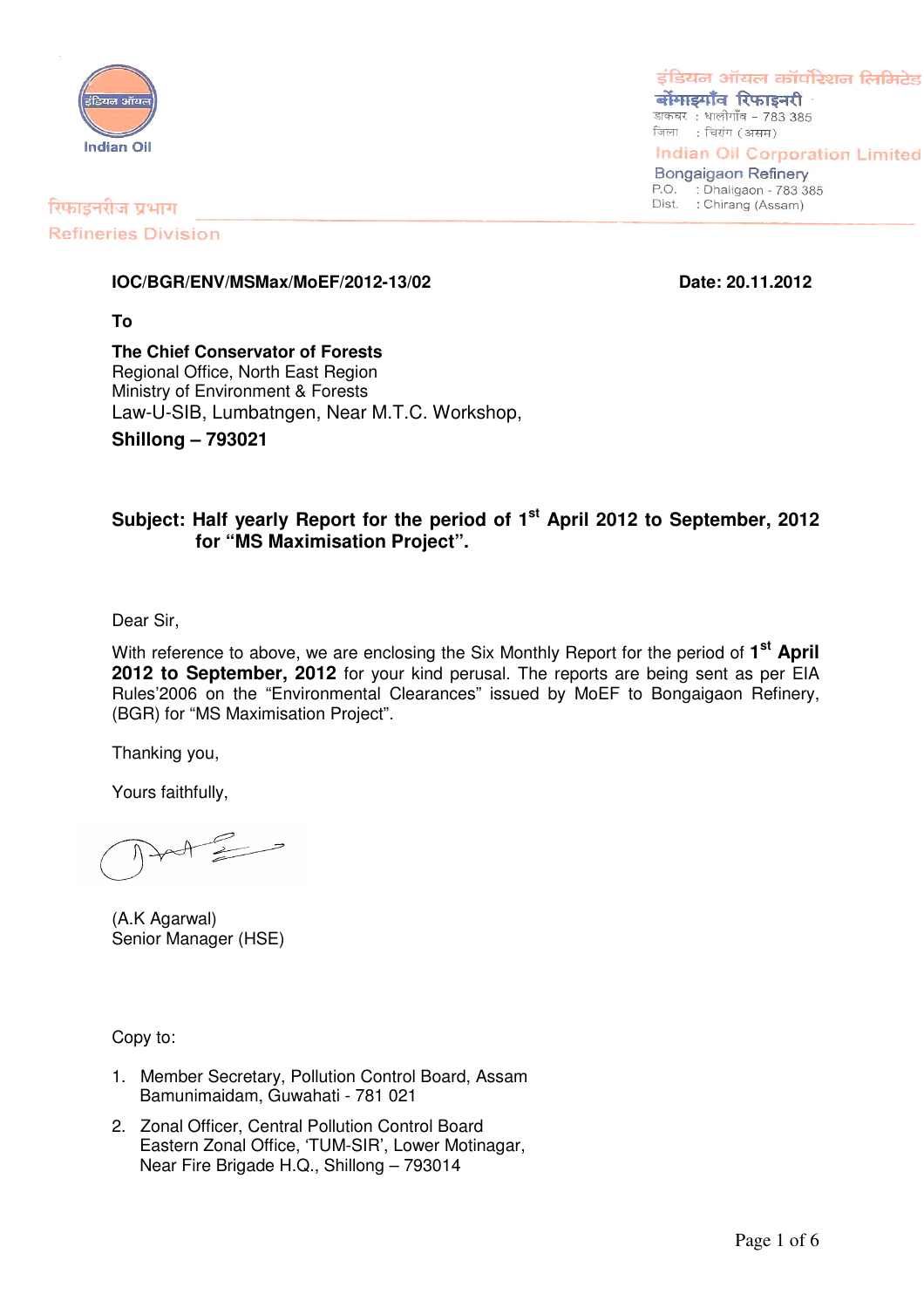इंडियन ऑयल

Indian Oil

रिफाइनरीज प्रभाग

Refineries Division

इंडियन ऑयल कॉर्पोरेशन लिमिटेड
बोंगाइगाँव रिफाइनरी
डाकघर : धालीगाँव – 783 385
जिला : चिरांग (असम)

Indian Oil Corporation Limited
Bongaigaon Refinery
P.O. : Dhaligaon - 783 385
Dist. : Chirang (Assam)

**IOC/BGR/ENV/MSMax/MoEF/2012-13/02** **Date: 20.11.2012**

**To**

**The Chief Conservator of Forests**
Regional Office, North East Region
Ministry of Environment & Forests
Law-U-SIB, Lumbatngen, Near M.T.C. Workshop,
**Shillong – 793021**

**Subject: Half yearly Report for the period of 1st April 2012 to September, 2012 for "MS Maximisation Project".**

Dear Sir,

With reference to above, we are enclosing the Six Monthly Report for the period of **1st April 2012 to September, 2012** for your kind perusal. The reports are being sent as per EIA Rules'2006 on the "Environmental Clearances" issued by MoEF to Bongaigaon Refinery, (BGR) for "MS Maximisation Project".

Thanking you,

Yours faithfully,

(A.K Agarwal)
Senior Manager (HSE)

Copy to:

1. Member Secretary, Pollution Control Board, Assam
   Bamunimaidam, Guwahati - 781 021
2. Zonal Officer, Central Pollution Control Board
   Eastern Zonal Office, 'TUM-SIR', Lower Motinagar,
   Near Fire Brigade H.Q., Shillong – 793014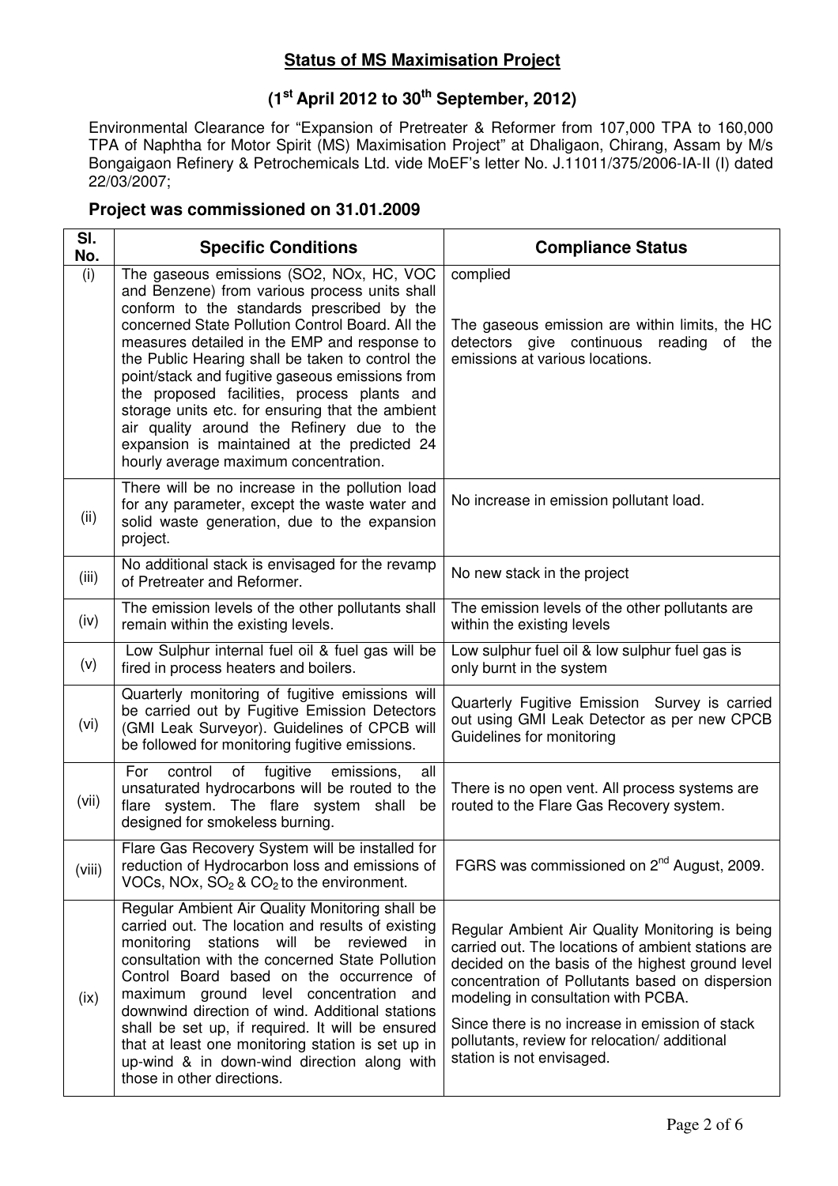## Status of MS Maximisation Project

## ($1^{st}$ April 2012 to $30^{th}$ September, 2012)

Environmental Clearance for "Expansion of Pretreater & Reformer from 107,000 TPA to 160,000 TPA of Naphtha for Motor Spirit (MS) Maximisation Project" at Dhaligaon, Chirang, Assam by M/s Bongaigaon Refinery & Petrochemicals Ltd. vide MoEF's letter No. J.11011/375/2006-IA-II (I) dated 22/03/2007;

### Project was commissioned on 31.01.2009

| Sl. No. | Specific Conditions | Compliance Status |
|---|---|---|
| (i) | The gaseous emissions (SO2, NOx, HC, VOC and Benzene) from various process units shall conform to the standards prescribed by the concerned State Pollution Control Board. All the measures detailed in the EMP and response to the Public Hearing shall be taken to control the point/stack and fugitive gaseous emissions from the proposed facilities, process plants and storage units etc. for ensuring that the ambient air quality around the Refinery due to the expansion is maintained at the predicted 24 hourly average maximum concentration. | complied<br><br>The gaseous emission are within limits, the HC detectors give continuous reading of the emissions at various locations. |
| (ii) | There will be no increase in the pollution load for any parameter, except the waste water and solid waste generation, due to the expansion project. | No increase in emission pollutant load. |
| (iii) | No additional stack is envisaged for the revamp of Pretreater and Reformer. | No new stack in the project |
| (iv) | The emission levels of the other pollutants shall remain within the existing levels. | The emission levels of the other pollutants are within the existing levels |
| (v) | Low Sulphur internal fuel oil & fuel gas will be fired in process heaters and boilers. | Low sulphur fuel oil & low sulphur fuel gas is only burnt in the system |
| (vi) | Quarterly monitoring of fugitive emissions will be carried out by Fugitive Emission Detectors (GMI Leak Surveyor). Guidelines of CPCB will be followed for monitoring fugitive emissions. | Quarterly Fugitive Emission Survey is carried out using GMI Leak Detector as per new CPCB Guidelines for monitoring |
| (vii) | For control of fugitive emissions, all unsaturated hydrocarbons will be routed to the flare system. The flare system shall be designed for smokeless burning. | There is no open vent. All process systems are routed to the Flare Gas Recovery system. |
| (viii) | Flare Gas Recovery System will be installed for reduction of Hydrocarbon loss and emissions of VOCs, NOx, $SO_2$ & $CO_2$ to the environment. | FGRS was commissioned on $2^{nd}$ August, 2009. |
| (ix) | Regular Ambient Air Quality Monitoring shall be carried out. The location and results of existing monitoring stations will be reviewed in consultation with the concerned State Pollution Control Board based on the occurrence of maximum ground level concentration and downwind direction of wind. Additional stations shall be set up, if required. It will be ensured that at least one monitoring station is set up in up-wind & in down-wind direction along with those in other directions. | Regular Ambient Air Quality Monitoring is being carried out. The locations of ambient stations are decided on the basis of the highest ground level concentration of Pollutants based on dispersion modeling in consultation with PCBA.<br><br>Since there is no increase in emission of stack pollutants, review for relocation/ additional station is not envisaged. |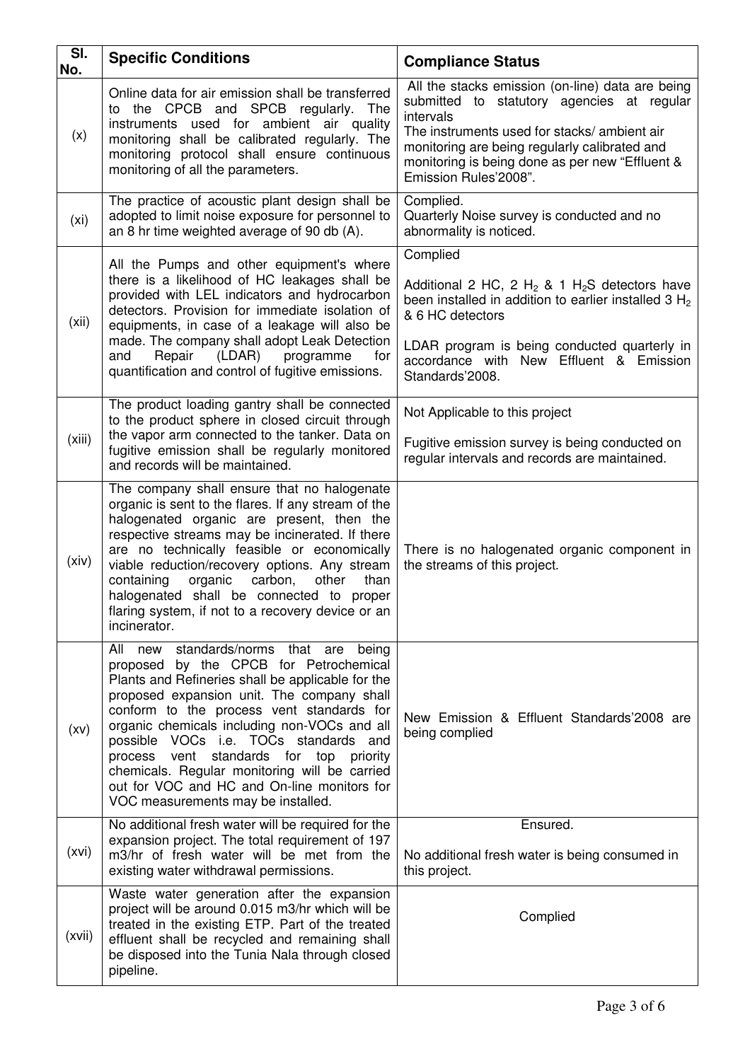| Sl. No. | Specific Conditions | Compliance Status |
|---|---|---|
| (x) | Online data for air emission shall be transferred to the CPCB and SPCB regularly. The instruments used for ambient air quality monitoring shall be calibrated regularly. The monitoring protocol shall ensure continuous monitoring of all the parameters. | All the stacks emission (on-line) data are being submitted to statutory agencies at regular intervals<br>The instruments used for stacks/ ambient air monitoring are being regularly calibrated and monitoring is being done as per new "Effluent & Emission Rules'2008". |
| (xi) | The practice of acoustic plant design shall be adopted to limit noise exposure for personnel to an 8 hr time weighted average of 90 db (A). | Complied.<br>Quarterly Noise survey is conducted and no abnormality is noticed. |
| (xii) | All the Pumps and other equipment's where there is a likelihood of HC leakages shall be provided with LEL indicators and hydrocarbon detectors. Provision for immediate isolation of equipments, in case of a leakage will also be made. The company shall adopt Leak Detection and Repair (LDAR) programme for quantification and control of fugitive emissions. | Complied<br>Additional 2 HC, 2 $H_2$ & 1 $H_2S$ detectors have been installed in addition to earlier installed 3 $H_2$ & 6 HC detectors<br>LDAR program is being conducted quarterly in accordance with New Effluent & Emission Standards'2008. |
| (xiii) | The product loading gantry shall be connected to the product sphere in closed circuit through the vapor arm connected to the tanker. Data on fugitive emission shall be regularly monitored and records will be maintained. | Not Applicable to this project<br>Fugitive emission survey is being conducted on regular intervals and records are maintained. |
| (xiv) | The company shall ensure that no halogenate organic is sent to the flares. If any stream of the halogenated organic are present, then the respective streams may be incinerated. If there are no technically feasible or economically viable reduction/recovery options. Any stream containing organic carbon, other than halogenated shall be connected to proper flaring system, if not to a recovery device or an incinerator. | There is no halogenated organic component in the streams of this project. |
| (xv) | All new standards/norms that are being proposed by the CPCB for Petrochemical Plants and Refineries shall be applicable for the proposed expansion unit. The company shall conform to the process vent standards for organic chemicals including non-VOCs and all possible VOCs i.e. TOCs standards and process vent standards for top priority chemicals. Regular monitoring will be carried out for VOC and HC and On-line monitors for VOC measurements may be installed. | New Emission & Effluent Standards'2008 are being complied |
| (xvi) | No additional fresh water will be required for the expansion project. The total requirement of 197 m3/hr of fresh water will be met from the existing water withdrawal permissions. | Ensured.<br>No additional fresh water is being consumed in this project. |
| (xvii) | Waste water generation after the expansion project will be around 0.015 m3/hr which will be treated in the existing ETP. Part of the treated effluent shall be recycled and remaining shall be disposed into the Tunia Nala through closed pipeline. | Complied |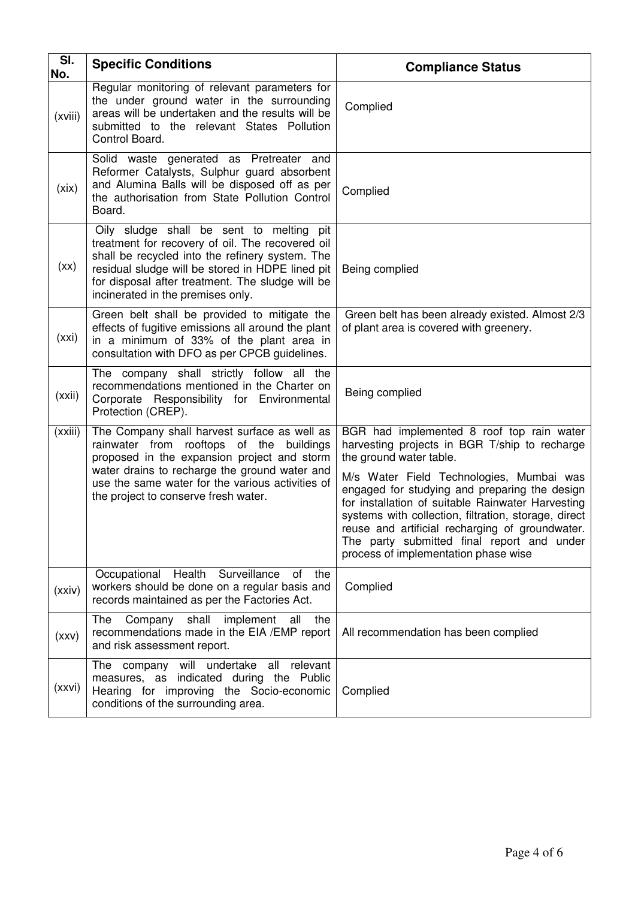| Sl. No. | Specific Conditions | Compliance Status |
| --- | --- | --- |
| (xviii) | Regular monitoring of relevant parameters for the under ground water in the surrounding areas will be undertaken and the results will be submitted to the relevant States Pollution Control Board. | Complied |
| (xix) | Solid waste generated as Pretreater and Reformer Catalysts, Sulphur guard absorbent and Alumina Balls will be disposed off as per the authorisation from State Pollution Control Board. | Complied |
| (xx) | Oily sludge shall be sent to melting pit treatment for recovery of oil. The recovered oil shall be recycled into the refinery system. The residual sludge will be stored in HDPE lined pit for disposal after treatment. The sludge will be incinerated in the premises only. | Being complied |
| (xxi) | Green belt shall be provided to mitigate the effects of fugitive emissions all around the plant in a minimum of 33% of the plant area in consultation with DFO as per CPCB guidelines. | Green belt has been already existed. Almost 2/3 of plant area is covered with greenery. |
| (xxii) | The company shall strictly follow all the recommendations mentioned in the Charter on Corporate Responsibility for Environmental Protection (CREP). | Being complied |
| (xxiii) | The Company shall harvest surface as well as rainwater from rooftops of the buildings proposed in the expansion project and storm water drains to recharge the ground water and use the same water for the various activities of the project to conserve fresh water. | BGR had implemented 8 roof top rain water harvesting projects in BGR T/ship to recharge the ground water table.<br><br>M/s Water Field Technologies, Mumbai was engaged for studying and preparing the design for installation of suitable Rainwater Harvesting systems with collection, filtration, storage, direct reuse and artificial recharging of groundwater. The party submitted final report and under process of implementation phase wise |
| (xxiv) | Occupational Health Surveillance of the workers should be done on a regular basis and records maintained as per the Factories Act. | Complied |
| (xxv) | The Company shall implement all the recommendations made in the EIA /EMP report and risk assessment report. | All recommendation has been complied |
| (xxvi) | The company will undertake all relevant measures, as indicated during the Public Hearing for improving the Socio-economic conditions of the surrounding area. | Complied |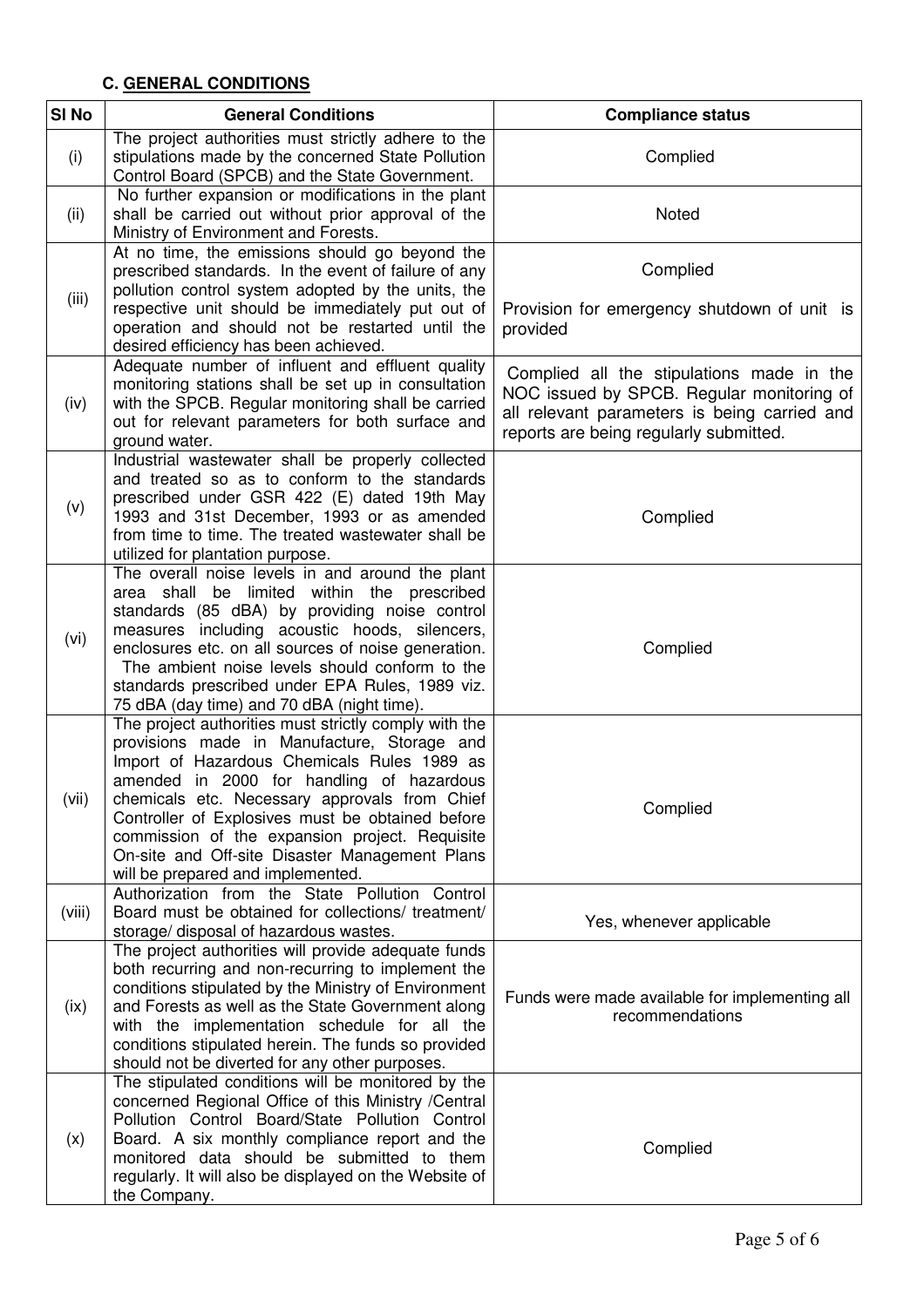### C. GENERAL CONDITIONS

| Sl No | General Conditions | Compliance status |
|---|---|---|
| (i) | The project authorities must strictly adhere to the stipulations made by the concerned State Pollution Control Board (SPCB) and the State Government. | Complied |
| (ii) | No further expansion or modifications in the plant shall be carried out without prior approval of the Ministry of Environment and Forests. | Noted |
| (iii) | At no time, the emissions should go beyond the prescribed standards. In the event of failure of any pollution control system adopted by the units, the respective unit should be immediately put out of operation and should not be restarted until the desired efficiency has been achieved. | Complied<br><br>Provision for emergency shutdown of unit is provided |
| (iv) | Adequate number of influent and effluent quality monitoring stations shall be set up in consultation with the SPCB. Regular monitoring shall be carried out for relevant parameters for both surface and ground water. | Complied all the stipulations made in the NOC issued by SPCB. Regular monitoring of all relevant parameters is being carried and reports are being regularly submitted. |
| (v) | Industrial wastewater shall be properly collected and treated so as to conform to the standards prescribed under GSR 422 (E) dated 19th May 1993 and 31st December, 1993 or as amended from time to time. The treated wastewater shall be utilized for plantation purpose. | Complied |
| (vi) | The overall noise levels in and around the plant area shall be limited within the prescribed standards (85 dBA) by providing noise control measures including acoustic hoods, silencers, enclosures etc. on all sources of noise generation. The ambient noise levels should conform to the standards prescribed under EPA Rules, 1989 viz. 75 dBA (day time) and 70 dBA (night time). | Complied |
| (vii) | The project authorities must strictly comply with the provisions made in Manufacture, Storage and Import of Hazardous Chemicals Rules 1989 as amended in 2000 for handling of hazardous chemicals etc. Necessary approvals from Chief Controller of Explosives must be obtained before commission of the expansion project. Requisite On-site and Off-site Disaster Management Plans will be prepared and implemented. | Complied |
| (viii) | Authorization from the State Pollution Control Board must be obtained for collections/ treatment/ storage/ disposal of hazardous wastes. | Yes, whenever applicable |
| (ix) | The project authorities will provide adequate funds both recurring and non-recurring to implement the conditions stipulated by the Ministry of Environment and Forests as well as the State Government along with the implementation schedule for all the conditions stipulated herein. The funds so provided should not be diverted for any other purposes. | Funds were made available for implementing all recommendations |
| (x) | The stipulated conditions will be monitored by the concerned Regional Office of this Ministry /Central Pollution Control Board/State Pollution Control Board. A six monthly compliance report and the monitored data should be submitted to them regularly. It will also be displayed on the Website of the Company. | Complied |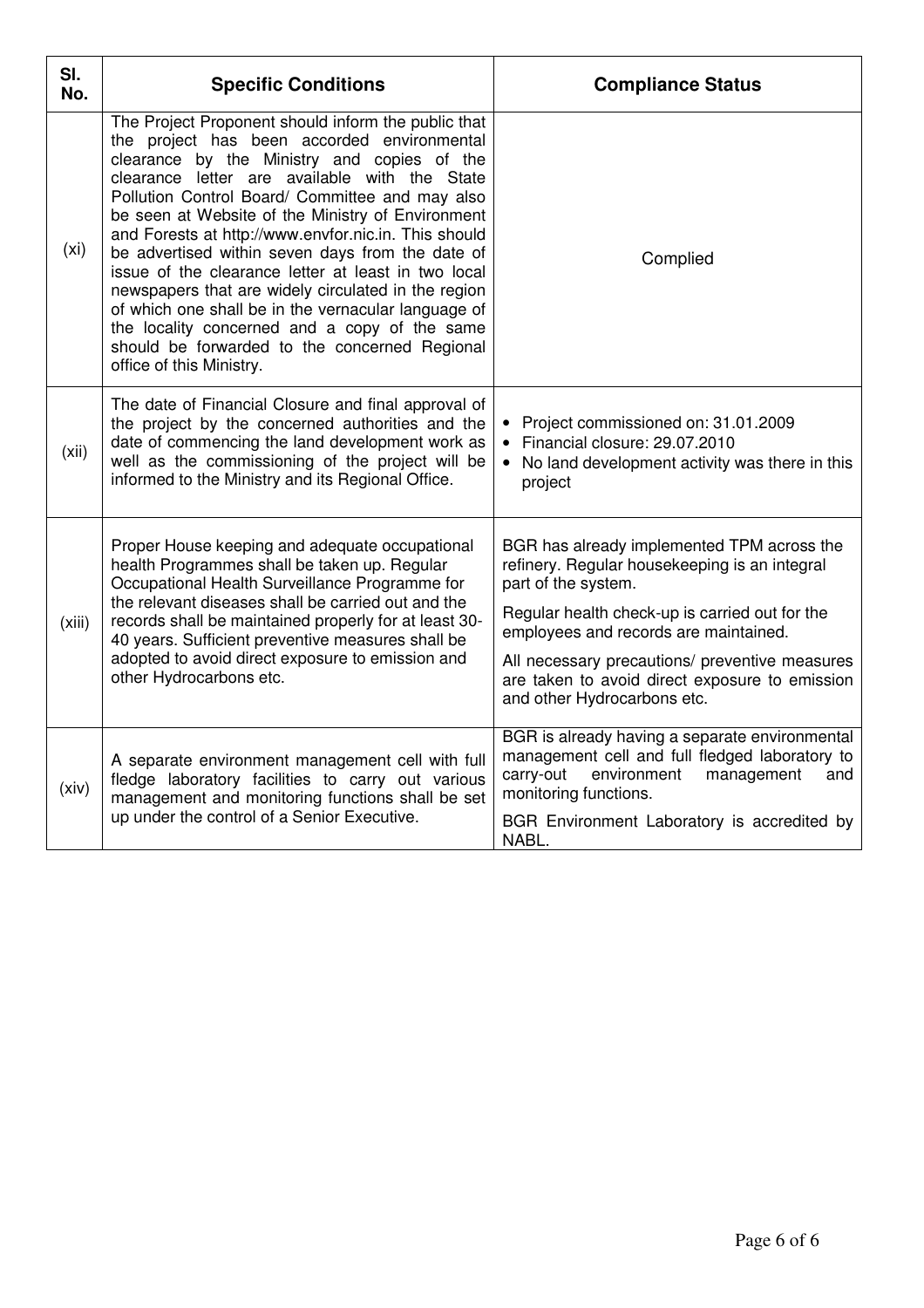| Sl. No. | Specific Conditions | Compliance Status |
|---|---|---|
| (xi) | The Project Proponent should inform the public that the project has been accorded environmental clearance by the Ministry and copies of the clearance letter are available with the State Pollution Control Board/ Committee and may also be seen at Website of the Ministry of Environment and Forests at http://www.envfor.nic.in. This should be advertised within seven days from the date of issue of the clearance letter at least in two local newspapers that are widely circulated in the region of which one shall be in the vernacular language of the locality concerned and a copy of the same should be forwarded to the concerned Regional office of this Ministry. | Complied |
| (xii) | The date of Financial Closure and final approval of the project by the concerned authorities and the date of commencing the land development work as well as the commissioning of the project will be informed to the Ministry and its Regional Office. | • Project commissioned on: 31.01.2009<br>• Financial closure: 29.07.2010<br>• No land development activity was there in this project |
| (xiii) | Proper House keeping and adequate occupational health Programmes shall be taken up. Regular Occupational Health Surveillance Programme for the relevant diseases shall be carried out and the records shall be maintained properly for at least 30-40 years. Sufficient preventive measures shall be adopted to avoid direct exposure to emission and other Hydrocarbons etc. | BGR has already implemented TPM across the refinery. Regular housekeeping is an integral part of the system.<br>Regular health check-up is carried out for the employees and records are maintained.<br>All necessary precautions/ preventive measures are taken to avoid direct exposure to emission and other Hydrocarbons etc. |
| (xiv) | A separate environment management cell with full fledge laboratory facilities to carry out various management and monitoring functions shall be set up under the control of a Senior Executive. | BGR is already having a separate environmental management cell and full fledged laboratory to carry-out environment management and monitoring functions.<br>BGR Environment Laboratory is accredited by NABL. |